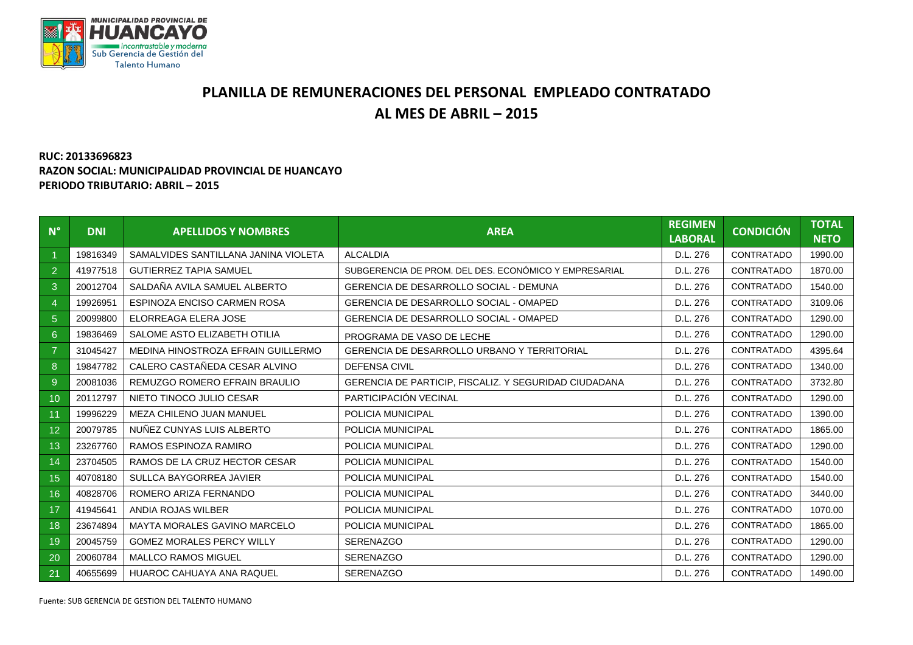MUNICIPALIDAD PROVINCIAL DE HUANCAYO
Incontrastable y moderna
Sub Gerencia de Gestión del Talento Humano

# PLANILLA DE REMUNERACIONES DEL PERSONAL EMPLEADO CONTRATADO
# AL MES DE ABRIL – 2015

**RUC: 20133696823**
**RAZON SOCIAL: MUNICIPALIDAD PROVINCIAL DE HUANCAYO**
**PERIODO TRIBUTARIO: ABRIL – 2015**

| N° | DNI | APELLIDOS Y NOMBRES | AREA | REGIMEN LABORAL | CONDICIÓN | TOTAL NETO |
|---|---|---|---|---|---|---|
| 1 | 19816349 | SAMALVIDES SANTILLANA JANINA VIOLETA | ALCALDIA | D.L. 276 | CONTRATADO | 1990.00 |
| 2 | 41977518 | GUTIERREZ TAPIA SAMUEL | SUBGERENCIA DE PROM. DEL DES. ECONÓMICO Y EMPRESARIAL | D.L. 276 | CONTRATADO | 1870.00 |
| 3 | 20012704 | SALDAÑA AVILA SAMUEL ALBERTO | GERENCIA DE DESARROLLO SOCIAL - DEMUNA | D.L. 276 | CONTRATADO | 1540.00 |
| 4 | 19926951 | ESPINOZA ENCISO CARMEN ROSA | GERENCIA DE DESARROLLO SOCIAL - OMAPED | D.L. 276 | CONTRATADO | 3109.06 |
| 5 | 20099800 | ELORREAGA ELERA JOSE | GERENCIA DE DESARROLLO SOCIAL - OMAPED | D.L. 276 | CONTRATADO | 1290.00 |
| 6 | 19836469 | SALOME ASTO ELIZABETH OTILIA | PROGRAMA DE VASO DE LECHE | D.L. 276 | CONTRATADO | 1290.00 |
| 7 | 31045427 | MEDINA HINOSTROZA EFRAIN GUILLERMO | GERENCIA DE DESARROLLO URBANO Y TERRITORIAL | D.L. 276 | CONTRATADO | 4395.64 |
| 8 | 19847782 | CALERO CASTAÑEDA CESAR ALVINO | DEFENSA CIVIL | D.L. 276 | CONTRATADO | 1340.00 |
| 9 | 20081036 | REMUZGO ROMERO EFRAIN BRAULIO | GERENCIA DE PARTICIP, FISCALIZ. Y SEGURIDAD CIUDADANA | D.L. 276 | CONTRATADO | 3732.80 |
| 10 | 20112797 | NIETO TINOCO JULIO CESAR | PARTICIPACIÓN VECINAL | D.L. 276 | CONTRATADO | 1290.00 |
| 11 | 19996229 | MEZA CHILENO JUAN MANUEL | POLICIA MUNICIPAL | D.L. 276 | CONTRATADO | 1390.00 |
| 12 | 20079785 | NUÑEZ CUNYAS LUIS ALBERTO | POLICIA MUNICIPAL | D.L. 276 | CONTRATADO | 1865.00 |
| 13 | 23267760 | RAMOS ESPINOZA RAMIRO | POLICIA MUNICIPAL | D.L. 276 | CONTRATADO | 1290.00 |
| 14 | 23704505 | RAMOS DE LA CRUZ HECTOR CESAR | POLICIA MUNICIPAL | D.L. 276 | CONTRATADO | 1540.00 |
| 15 | 40708180 | SULLCA BAYGORREA JAVIER | POLICIA MUNICIPAL | D.L. 276 | CONTRATADO | 1540.00 |
| 16 | 40828706 | ROMERO ARIZA FERNANDO | POLICIA MUNICIPAL | D.L. 276 | CONTRATADO | 3440.00 |
| 17 | 41945641 | ANDIA ROJAS WILBER | POLICIA MUNICIPAL | D.L. 276 | CONTRATADO | 1070.00 |
| 18 | 23674894 | MAYTA MORALES GAVINO MARCELO | POLICIA MUNICIPAL | D.L. 276 | CONTRATADO | 1865.00 |
| 19 | 20045759 | GOMEZ MORALES PERCY WILLY | SERENAZGO | D.L. 276 | CONTRATADO | 1290.00 |
| 20 | 20060784 | MALLCO RAMOS MIGUEL | SERENAZGO | D.L. 276 | CONTRATADO | 1290.00 |
| 21 | 40655699 | HUAROC CAHUAYA ANA RAQUEL | SERENAZGO | D.L. 276 | CONTRATADO | 1490.00 |

Fuente: SUB GERENCIA DE GESTION DEL TALENTO HUMANO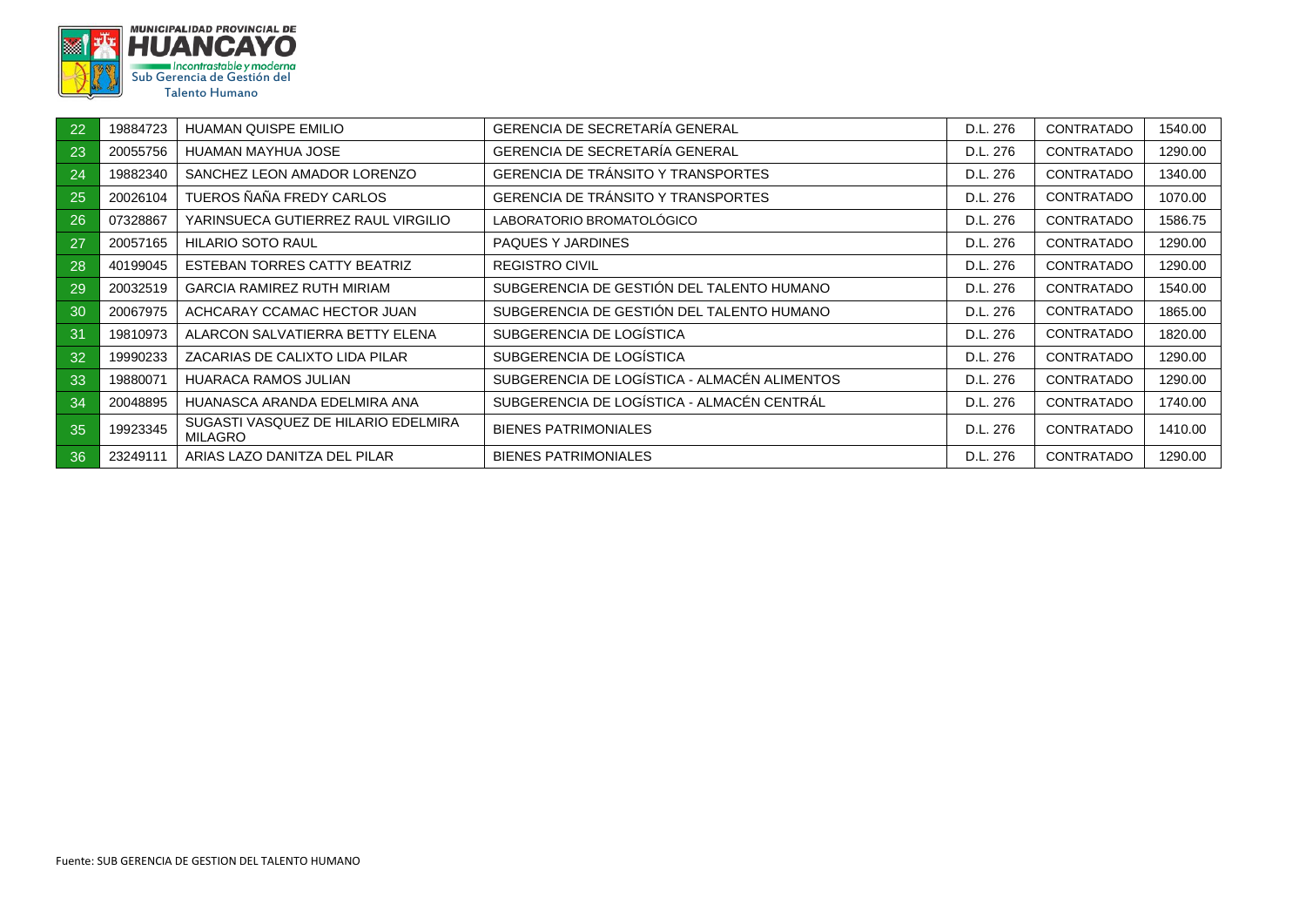MUNICIPALIDAD PROVINCIAL DE HUANCAYO
Incontrastable y moderna
Sub Gerencia de Gestión del Talento Humano

| | | | | | | |
|---|---|---|---|---|---|---|
| 22 | 19884723 | HUAMAN QUISPE EMILIO | GERENCIA DE SECRETARÍA GENERAL | D.L. 276 | CONTRATADO | 1540.00 |
| 23 | 20055756 | HUAMAN MAYHUA JOSE | GERENCIA DE SECRETARÍA GENERAL | D.L. 276 | CONTRATADO | 1290.00 |
| 24 | 19882340 | SANCHEZ LEON AMADOR LORENZO | GERENCIA DE TRÁNSITO Y TRANSPORTES | D.L. 276 | CONTRATADO | 1340.00 |
| 25 | 20026104 | TUEROS ÑAÑA FREDY CARLOS | GERENCIA DE TRÁNSITO Y TRANSPORTES | D.L. 276 | CONTRATADO | 1070.00 |
| 26 | 07328867 | YARINSUECA GUTIERREZ RAUL VIRGILIO | LABORATORIO BROMATOLÓGICO | D.L. 276 | CONTRATADO | 1586.75 |
| 27 | 20057165 | HILARIO SOTO RAUL | PAQUES Y JARDINES | D.L. 276 | CONTRATADO | 1290.00 |
| 28 | 40199045 | ESTEBAN TORRES CATTY BEATRIZ | REGISTRO CIVIL | D.L. 276 | CONTRATADO | 1290.00 |
| 29 | 20032519 | GARCIA RAMIREZ RUTH MIRIAM | SUBGERENCIA DE GESTIÓN DEL TALENTO HUMANO | D.L. 276 | CONTRATADO | 1540.00 |
| 30 | 20067975 | ACHCARAY CCAMAC HECTOR JUAN | SUBGERENCIA DE GESTIÓN DEL TALENTO HUMANO | D.L. 276 | CONTRATADO | 1865.00 |
| 31 | 19810973 | ALARCON SALVATIERRA BETTY ELENA | SUBGERENCIA DE LOGÍSTICA | D.L. 276 | CONTRATADO | 1820.00 |
| 32 | 19990233 | ZACARIAS DE CALIXTO LIDA PILAR | SUBGERENCIA DE LOGÍSTICA | D.L. 276 | CONTRATADO | 1290.00 |
| 33 | 19880071 | HUARACA RAMOS JULIAN | SUBGERENCIA DE LOGÍSTICA - ALMACÉN ALIMENTOS | D.L. 276 | CONTRATADO | 1290.00 |
| 34 | 20048895 | HUANASCA ARANDA EDELMIRA ANA | SUBGERENCIA DE LOGÍSTICA - ALMACÉN CENTRÁL | D.L. 276 | CONTRATADO | 1740.00 |
| 35 | 19923345 | SUGASTI VASQUEZ DE HILARIO EDELMIRA MILAGRO | BIENES PATRIMONIALES | D.L. 276 | CONTRATADO | 1410.00 |
| 36 | 23249111 | ARIAS LAZO DANITZA DEL PILAR | BIENES PATRIMONIALES | D.L. 276 | CONTRATADO | 1290.00 |

Fuente: SUB GERENCIA DE GESTION DEL TALENTO HUMANO